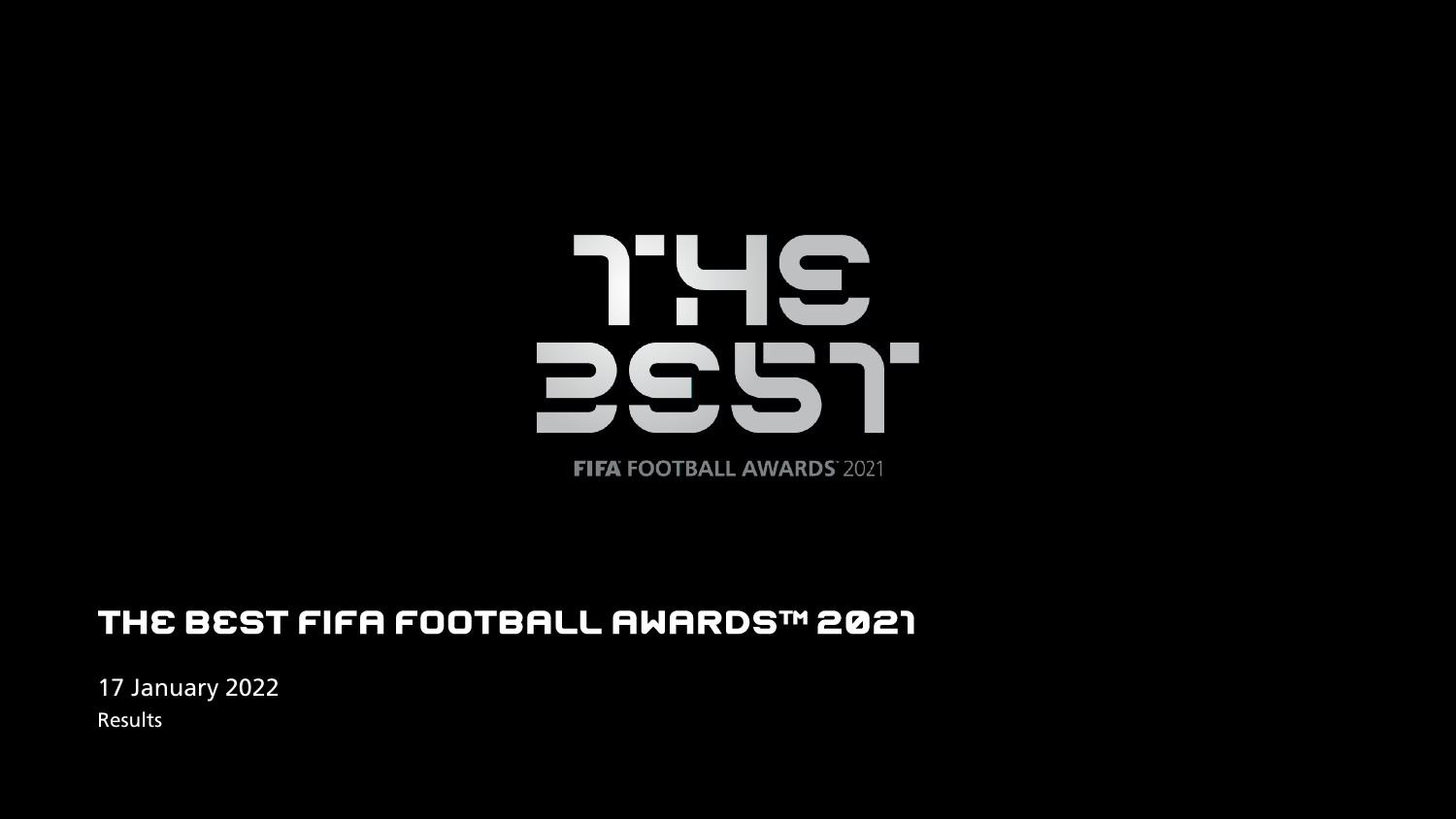THE BEST

FIFA FOOTBALL AWARDS 2021

# THE BEST FIFA FOOTBALL AWARDS™ 2021

17 January 2022

Results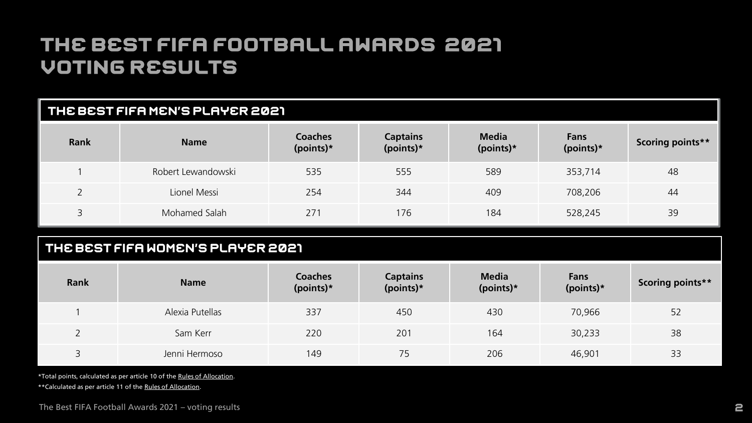# THE BEST FIFA FOOTBALL AWARDS 2021 VOTING RESULTS

## THE BEST FIFA MEN'S PLAYER 2021

| Rank | Name | Coaches (points)* | Captains (points)* | Media (points)* | Fans (points)* | Scoring points** |
|---|---|---|---|---|---|---|
| 1 | Robert Lewandowski | 535 | 555 | 589 | 353,714 | 48 |
| 2 | Lionel Messi | 254 | 344 | 409 | 708,206 | 44 |
| 3 | Mohamed Salah | 271 | 176 | 184 | 528,245 | 39 |

## THE BEST FIFA WOMEN'S PLAYER 2021

| Rank | Name | Coaches (points)* | Captains (points)* | Media (points)* | Fans (points)* | Scoring points** |
|---|---|---|---|---|---|---|
| 1 | Alexia Putellas | 337 | 450 | 430 | 70,966 | 52 |
| 2 | Sam Kerr | 220 | 201 | 164 | 30,233 | 38 |
| 3 | Jenni Hermoso | 149 | 75 | 206 | 46,901 | 33 |

*Total points, calculated as per article 10 of the Rules of Allocation.

**Calculated as per article 11 of the Rules of Allocation.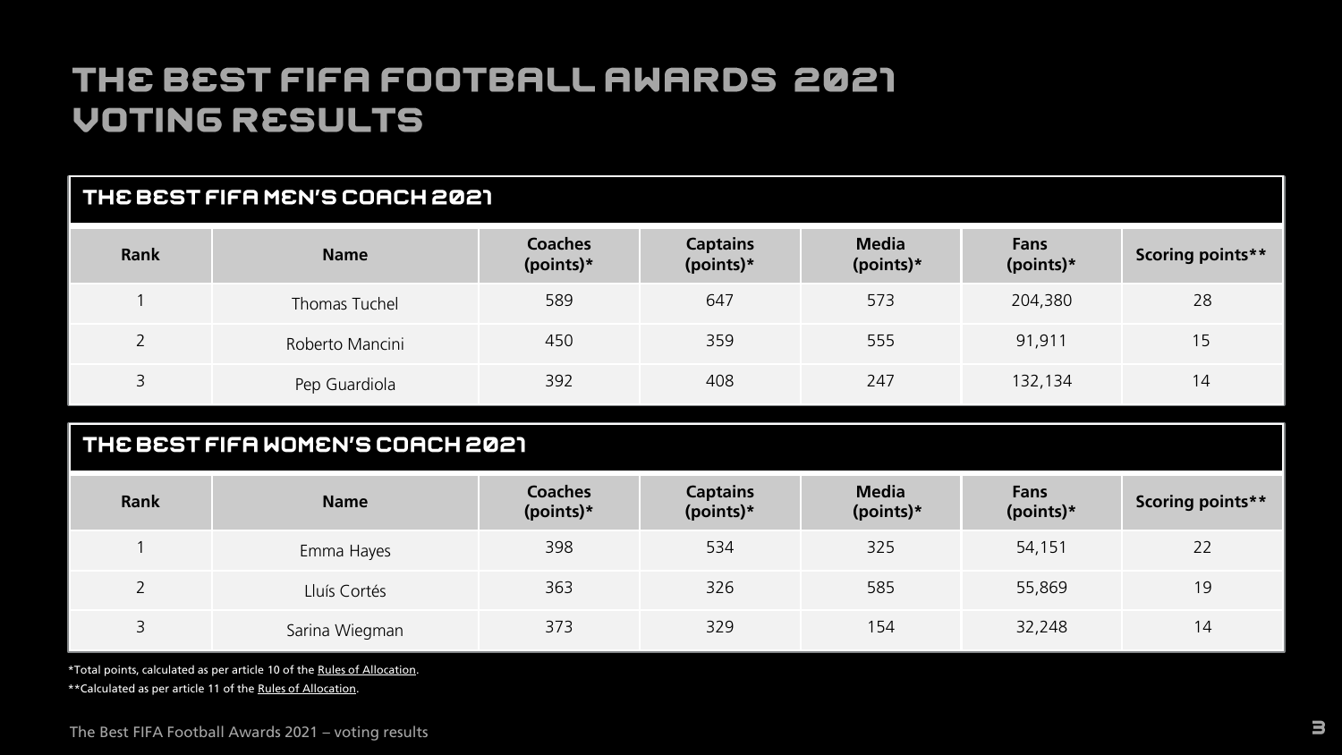# THE BEST FIFA FOOTBALL AWARDS 2021 VOTING RESULTS

## THE BEST FIFA MEN'S COACH 2021

| Rank | Name | Coaches (points)* | Captains (points)* | Media (points)* | Fans (points)* | Scoring points** |
|---|---|---|---|---|---|---|
| 1 | Thomas Tuchel | 589 | 647 | 573 | 204,380 | 28 |
| 2 | Roberto Mancini | 450 | 359 | 555 | 91,911 | 15 |
| 3 | Pep Guardiola | 392 | 408 | 247 | 132,134 | 14 |

## THE BEST FIFA WOMEN'S COACH 2021

| Rank | Name | Coaches (points)* | Captains (points)* | Media (points)* | Fans (points)* | Scoring points** |
|---|---|---|---|---|---|---|
| 1 | Emma Hayes | 398 | 534 | 325 | 54,151 | 22 |
| 2 | Lluís Cortés | 363 | 326 | 585 | 55,869 | 19 |
| 3 | Sarina Wiegman | 373 | 329 | 154 | 32,248 | 14 |

*Total points, calculated as per article 10 of the Rules of Allocation.

**Calculated as per article 11 of the Rules of Allocation.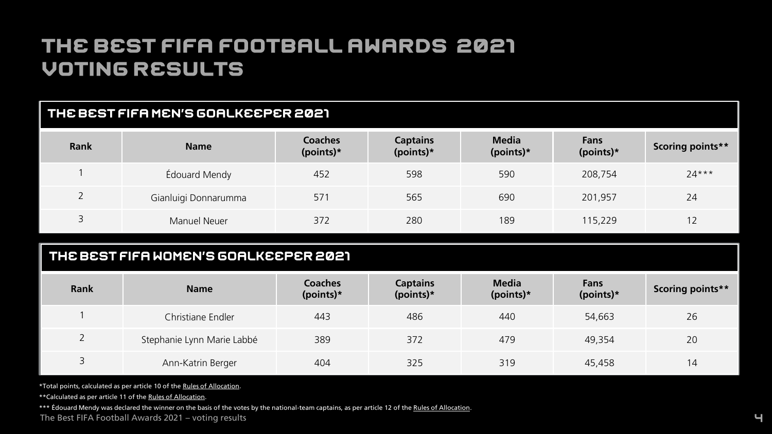# THE BEST FIFA FOOTBALL AWARDS 2021 VOTING RESULTS

## THE BEST FIFA MEN'S GOALKEEPER 2021

| Rank | Name | Coaches (points)* | Captains (points)* | Media (points)* | Fans (points)* | Scoring points** |
|---|---|---|---|---|---|---|
| 1 | Édouard Mendy | 452 | 598 | 590 | 208,754 | 24*** |
| 2 | Gianluigi Donnarumma | 571 | 565 | 690 | 201,957 | 24 |
| 3 | Manuel Neuer | 372 | 280 | 189 | 115,229 | 12 |

## THE BEST FIFA WOMEN'S GOALKEEPER 2021

| Rank | Name | Coaches (points)* | Captains (points)* | Media (points)* | Fans (points)* | Scoring points** |
|---|---|---|---|---|---|---|
| 1 | Christiane Endler | 443 | 486 | 440 | 54,663 | 26 |
| 2 | Stephanie Lynn Marie Labbé | 389 | 372 | 479 | 49,354 | 20 |
| 3 | Ann-Katrin Berger | 404 | 325 | 319 | 45,458 | 14 |

*Total points, calculated as per article 10 of the Rules of Allocation.

**Calculated as per article 11 of the Rules of Allocation.

*** Édouard Mendy was declared the winner on the basis of the votes by the national-team captains, as per article 12 of the Rules of Allocation.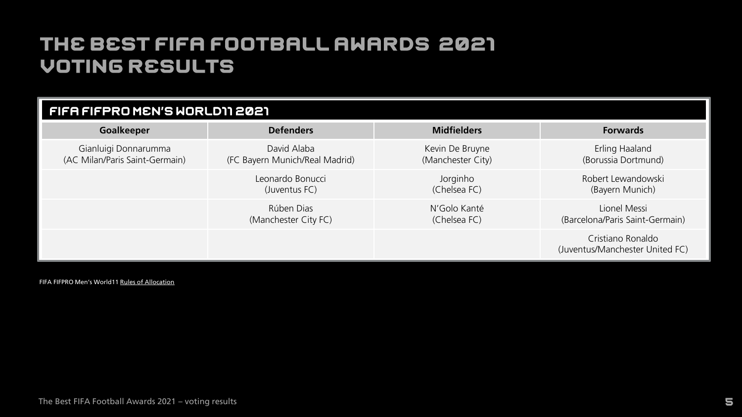# THE BEST FIFA FOOTBALL AWARDS 2021 VOTING RESULTS

## FIFA FIFPRO MEN'S WORLD11 2021

| Goalkeeper | Defenders | Midfielders | Forwards |
| --- | --- | --- | --- |
| Gianluigi Donnarumma (AC Milan/Paris Saint-Germain) | David Alaba (FC Bayern Munich/Real Madrid) | Kevin De Bruyne (Manchester City) | Erling Haaland (Borussia Dortmund) |
| | Leonardo Bonucci (Juventus FC) | Jorginho (Chelsea FC) | Robert Lewandowski (Bayern Munich) |
| | Rúben Dias (Manchester City FC) | N'Golo Kanté (Chelsea FC) | Lionel Messi (Barcelona/Paris Saint-Germain) |
| | | | Cristiano Ronaldo (Juventus/Manchester United FC) |

FIFA FIFPRO Men's World11 Rules of Allocation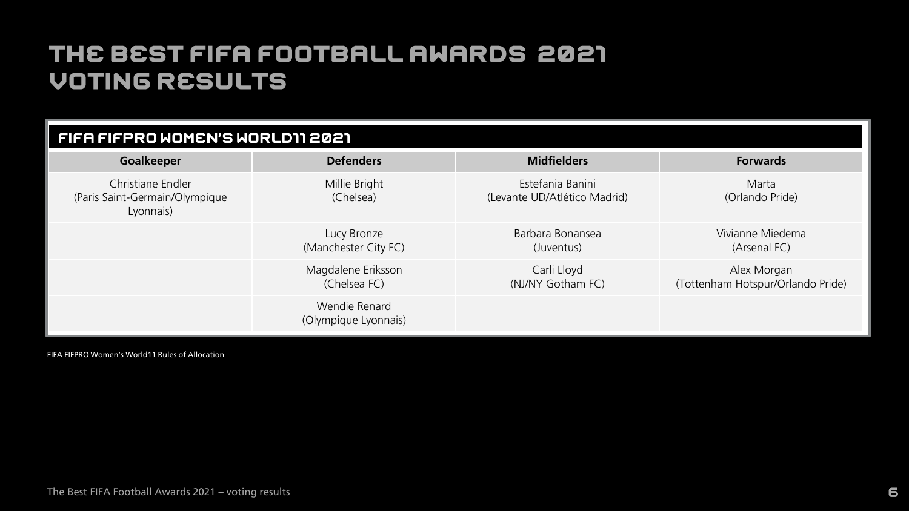# THE BEST FIFA FOOTBALL AWARDS 2021 VOTING RESULTS

## FIFA FIFPRO WOMEN'S WORLD11 2021

| Goalkeeper | Defenders | Midfielders | Forwards |
|---|---|---|---|
| Christiane Endler (Paris Saint-Germain/Olympique Lyonnais) | Millie Bright (Chelsea) | Estefania Banini (Levante UD/Atlético Madrid) | Marta (Orlando Pride) |
| | Lucy Bronze (Manchester City FC) | Barbara Bonansea (Juventus) | Vivianne Miedema (Arsenal FC) |
| | Magdalene Eriksson (Chelsea FC) | Carli Lloyd (NJ/NY Gotham FC) | Alex Morgan (Tottenham Hotspur/Orlando Pride) |
| | Wendie Renard (Olympique Lyonnais) | | |

FIFA FIFPRO Women's World11 Rules of Allocation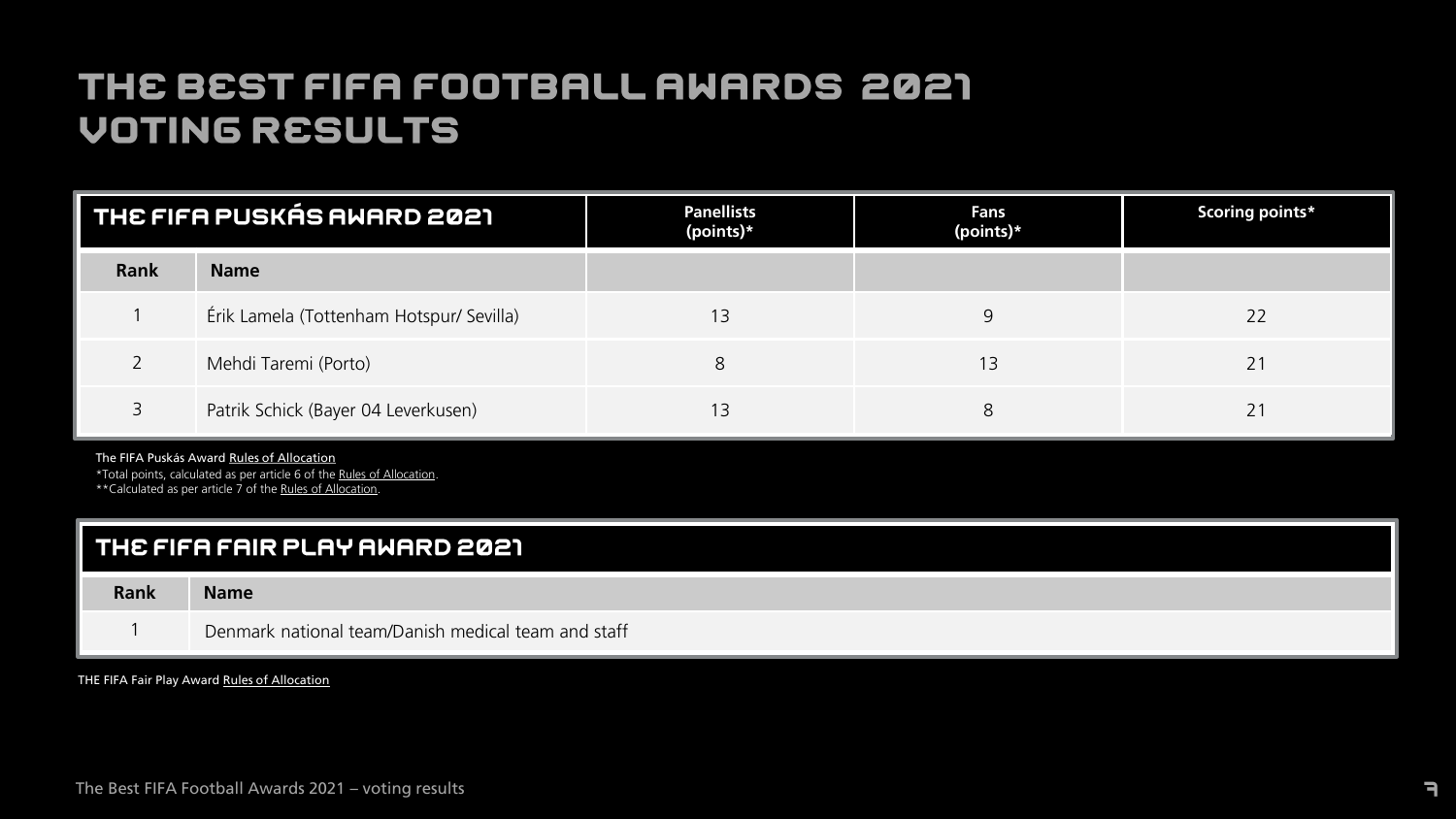# THE BEST FIFA FOOTBALL AWARDS 2021 VOTING RESULTS

| THE FIFA PUSKÁS AWARD 2021 | | Panellists (points)* | Fans (points)* | Scoring points* |
|---|---|---|---|---|
| **Rank** | **Name** | | | |
| 1 | Érik Lamela (Tottenham Hotspur/ Sevilla) | 13 | 9 | 22 |
| 2 | Mehdi Taremi (Porto) | 8 | 13 | 21 |
| 3 | Patrik Schick (Bayer 04 Leverkusen) | 13 | 8 | 21 |

The FIFA Puskás Award Rules of Allocation

*Total points, calculated as per article 6 of the Rules of Allocation.

**Calculated as per article 7 of the Rules of Allocation.

| THE FIFA FAIR PLAY AWARD 2021 | |
|---|---|
| **Rank** | **Name** |
| 1 | Denmark national team/Danish medical team and staff |

THE FIFA Fair Play Award Rules of Allocation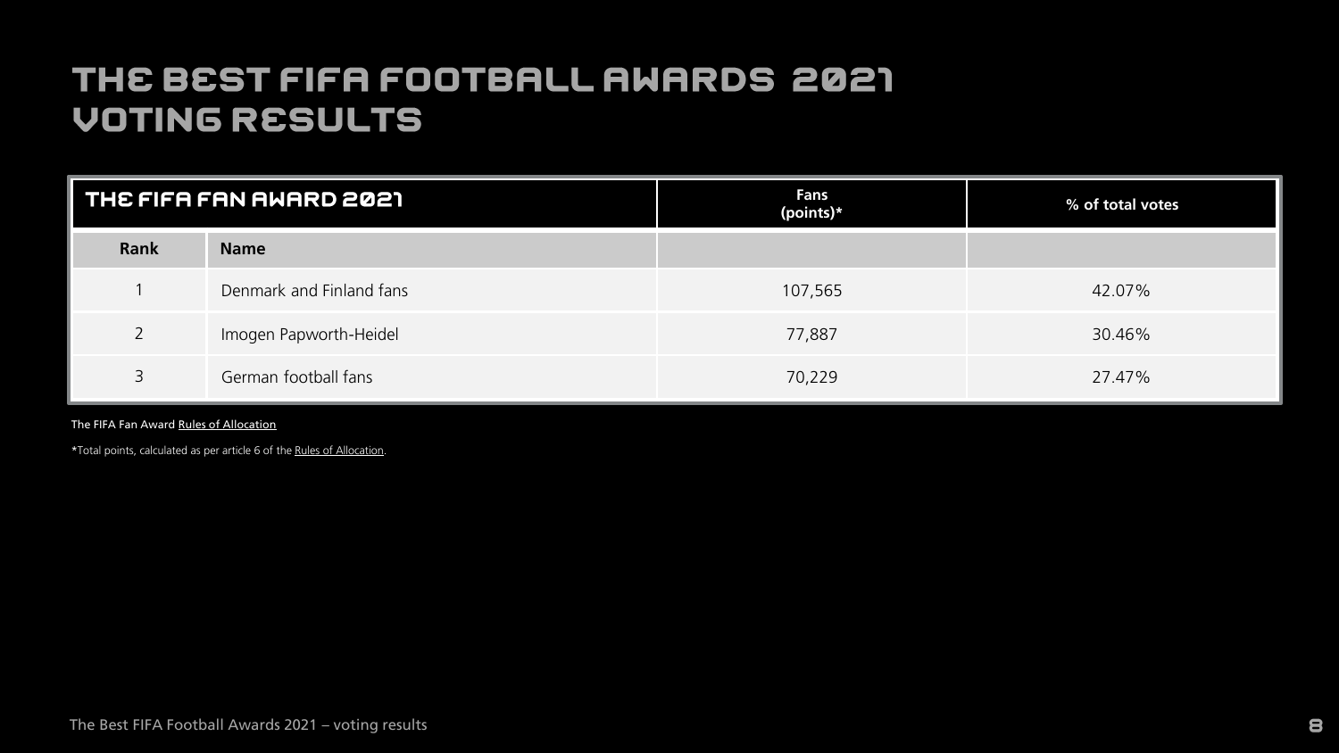# THE BEST FIFA FOOTBALL AWARDS 2021 VOTING RESULTS

| THE FIFA FAN AWARD 2021 | | Fans (points)* | % of total votes |
|---|---|---|---|
| **Rank** | **Name** | | |
| 1 | Denmark and Finland fans | 107,565 | 42.07% |
| 2 | Imogen Papworth-Heidel | 77,887 | 30.46% |
| 3 | German football fans | 70,229 | 27.47% |

The FIFA Fan Award Rules of Allocation

*Total points, calculated as per article 6 of the Rules of Allocation.